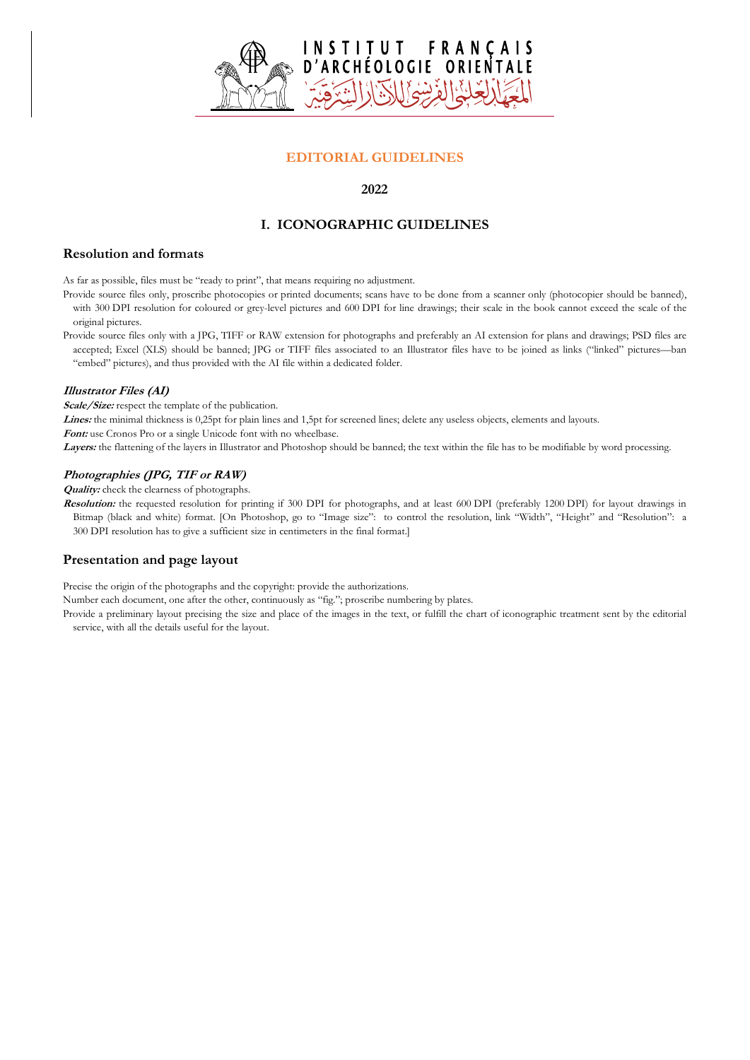INSTITUT FRANÇAIS
D'ARCHÉOLOGIE ORIENTALE
المعهد العلمي الفرنسي للآثار الشرقية

# EDITORIAL GUIDELINES

**2022**

## I. ICONOGRAPHIC GUIDELINES

### Resolution and formats

As far as possible, files must be "ready to print", that means requiring no adjustment.

Provide source files only, proscribe photocopies or printed documents; scans have to be done from a scanner only (photocopier should be banned), with 300 DPI resolution for coloured or grey-level pictures and 600 DPI for line drawings; their scale in the book cannot exceed the scale of the original pictures.

Provide source files only with a JPG, TIFF or RAW extension for photographs and preferably an AI extension for plans and drawings; PSD files are accepted; Excel (XLS) should be banned; JPG or TIFF files associated to an Illustrator files have to be joined as links ("linked" pictures—ban "embed" pictures), and thus provided with the AI file within a dedicated folder.

#### *Illustrator Files (AI)*

***Scale/Size:*** respect the template of the publication.

***Lines:*** the minimal thickness is 0,25pt for plain lines and 1,5pt for screened lines; delete any useless objects, elements and layouts.

***Font:*** use Cronos Pro or a single Unicode font with no wheelbase.

***Layers:*** the flattening of the layers in Illustrator and Photoshop should be banned; the text within the file has to be modifiable by word processing.

#### *Photographies (JPG, TIF or RAW)*

***Quality:*** check the clearness of photographs.

***Resolution:*** the requested resolution for printing if 300 DPI for photographs, and at least 600 DPI (preferably 1200 DPI) for layout drawings in Bitmap (black and white) format. [On Photoshop, go to "Image size": to control the resolution, link "Width", "Height" and "Resolution": a 300 DPI resolution has to give a sufficient size in centimeters in the final format.]

### Presentation and page layout

Precise the origin of the photographs and the copyright: provide the authorizations.

Number each document, one after the other, continuously as "fig."; proscribe numbering by plates.

Provide a preliminary layout precising the size and place of the images in the text, or fulfill the chart of iconographic treatment sent by the editorial service, with all the details useful for the layout.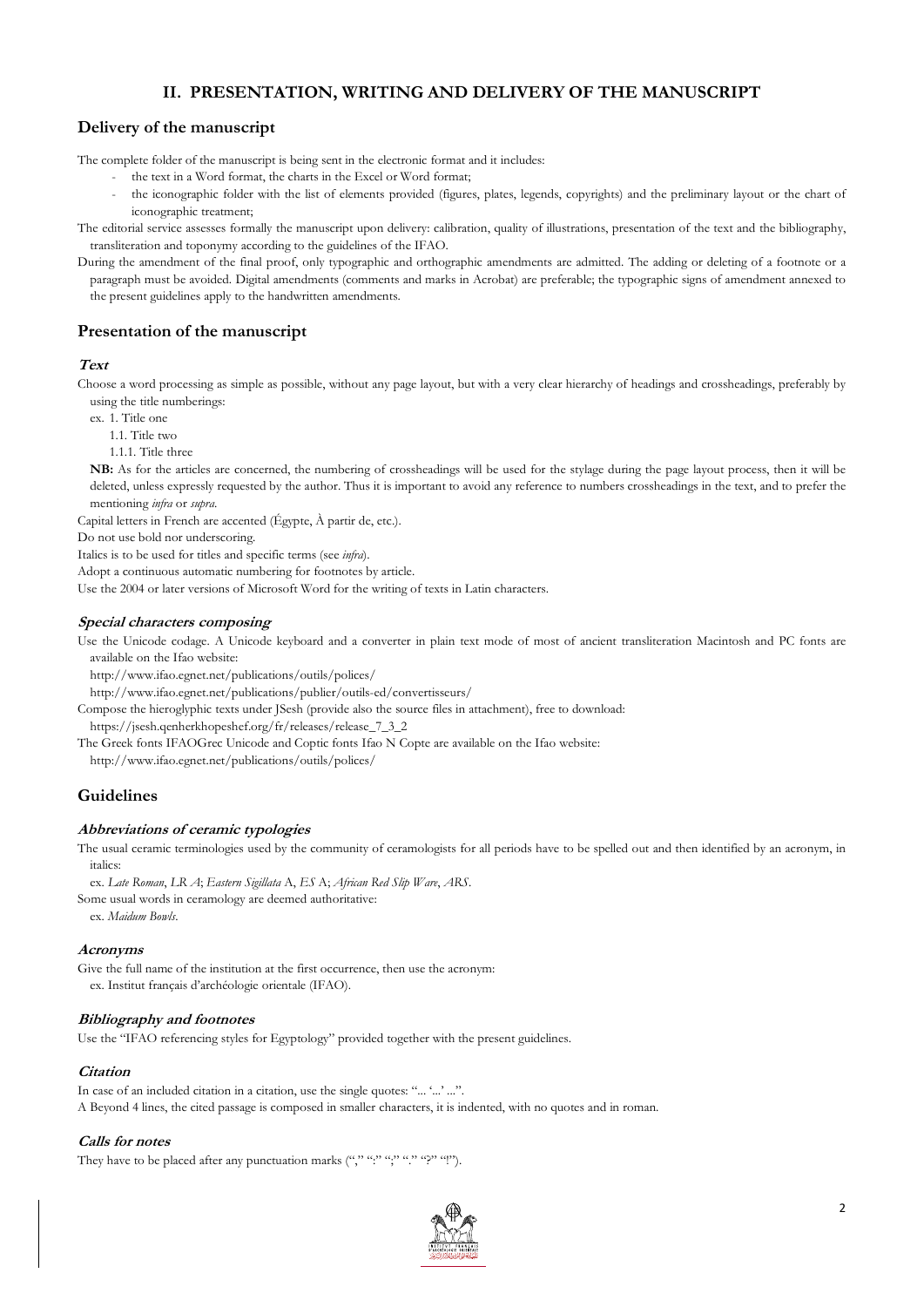# II. PRESENTATION, WRITING AND DELIVERY OF THE MANUSCRIPT

## Delivery of the manuscript

The complete folder of the manuscript is being sent in the electronic format and it includes:

- the text in a Word format, the charts in the Excel or Word format;
- the iconographic folder with the list of elements provided (figures, plates, legends, copyrights) and the preliminary layout or the chart of iconographic treatment;

The editorial service assesses formally the manuscript upon delivery: calibration, quality of illustrations, presentation of the text and the bibliography, transliteration and toponymy according to the guidelines of the IFAO.

During the amendment of the final proof, only typographic and orthographic amendments are admitted. The adding or deleting of a footnote or a paragraph must be avoided. Digital amendments (comments and marks in Acrobat) are preferable; the typographic signs of amendment annexed to the present guidelines apply to the handwritten amendments.

## Presentation of the manuscript

### *Text*

Choose a word processing as simple as possible, without any page layout, but with a very clear hierarchy of headings and crossheadings, preferably by using the title numberings:

ex. 1. Title one

1.1. Title two

1.1.1. Title three

**NB:** As for the articles are concerned, the numbering of crossheadings will be used for the stylage during the page layout process, then it will be deleted, unless expressly requested by the author. Thus it is important to avoid any reference to numbers crossheadings in the text, and to prefer the mentioning *infra* or *supra*.

Capital letters in French are accented (Égypte, À partir de, etc.).

Do not use bold nor underscoring.

Italics is to be used for titles and specific terms (see *infra*).

Adopt a continuous automatic numbering for footnotes by article.

Use the 2004 or later versions of Microsoft Word for the writing of texts in Latin characters.

### *Special characters composing*

Use the Unicode codage. A Unicode keyboard and a converter in plain text mode of most of ancient transliteration Macintosh and PC fonts are available on the Ifao website:

http://www.ifao.egnet.net/publications/outils/polices/

http://www.ifao.egnet.net/publications/publier/outils-ed/convertisseurs/

Compose the hieroglyphic texts under JSesh (provide also the source files in attachment), free to download:

https://jsesh.qenherkhopeshef.org/fr/releases/release_7_3_2

The Greek fonts IFAOGrec Unicode and Coptic fonts Ifao N Copte are available on the Ifao website:

http://www.ifao.egnet.net/publications/outils/polices/

## Guidelines

### *Abbreviations of ceramic typologies*

The usual ceramic terminologies used by the community of ceramologists for all periods have to be spelled out and then identified by an acronym, in italics:

ex. *Late Roman*, *LR A*; *Eastern Sigillata* A, *ES* A; *African Red Slip Ware*, *ARS*.

Some usual words in ceramology are deemed authoritative:

ex. *Maidum Bowls*.

### *Acronyms*

Give the full name of the institution at the first occurrence, then use the acronym:

ex. Institut français d'archéologie orientale (IFAO).

### *Bibliography and footnotes*

Use the "IFAO referencing styles for Egyptology" provided together with the present guidelines.

### *Citation*

In case of an included citation in a citation, use the single quotes: "... '...' ...".

A Beyond 4 lines, the cited passage is composed in smaller characters, it is indented, with no quotes and in roman.

### *Calls for notes*

They have to be placed after any punctuation marks ("," ":" ";" "." "?" "!").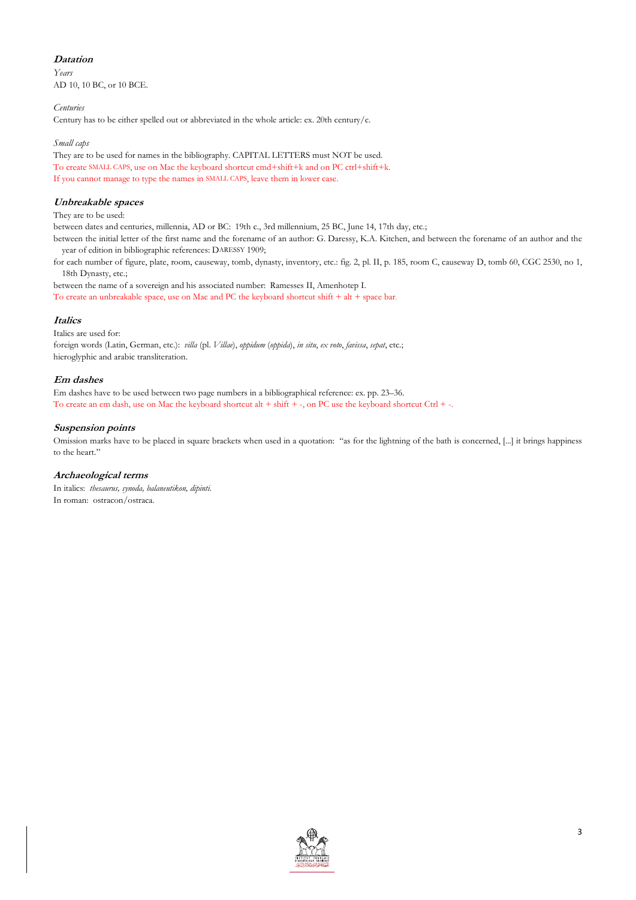### *Datation*

*Years*

AD 10, 10 BC, or 10 BCE.

*Centuries*

Century has to be either spelled out or abbreviated in the whole article: ex. 20th century/c.

*Small caps*

They are to be used for names in the bibliography. CAPITAL LETTERS must NOT be used.

To create SMALL CAPS, use on Mac the keyboard shortcut cmd+shift+k and on PC ctrl+shift+k.

If you cannot manage to type the names in SMALL CAPS, leave them in lower case.

### *Unbreakable spaces*

They are to be used:

between dates and centuries, millennia, AD or BC: 19th c., 3rd millennium, 25 BC, June 14, 17th day, etc.;

between the initial letter of the first name and the forename of an author: G. Daressy, K.A. Kitchen, and between the forename of an author and the year of edition in bibliographic references: DARESSY 1909;

for each number of figure, plate, room, causeway, tomb, dynasty, inventory, etc.: fig. 2, pl. II, p. 185, room C, causeway D, tomb 60, CGC 2530, no 1, 18th Dynasty, etc.;

between the name of a sovereign and his associated number: Ramesses II, Amenhotep I.

To create an unbreakable space, use on Mac and PC the keyboard shortcut shift + alt + space bar.

### *Italics*

Italics are used for:

foreign words (Latin, German, etc.): *villa* (pl. *Villae*), *oppidum* (*oppida*), *in situ*, *ex voto*, *favissa*, *sepat*, etc.;

hieroglyphic and arabic transliteration.

### *Em dashes*

Em dashes have to be used between two page numbers in a bibliographical reference: ex. pp. 23–36.

To create an em dash, use on Mac the keyboard shortcut alt + shift + -, on PC use the keyboard shortcut Ctrl + -.

### *Suspension points*

Omission marks have to be placed in square brackets when used in a quotation: "as for the lightning of the bath is concerned, [...] it brings happiness to the heart."

### *Archaeological terms*

In italics: *thesaurus, synoda, balaneutikon, dipinti.*

In roman: ostracon/ostraca.